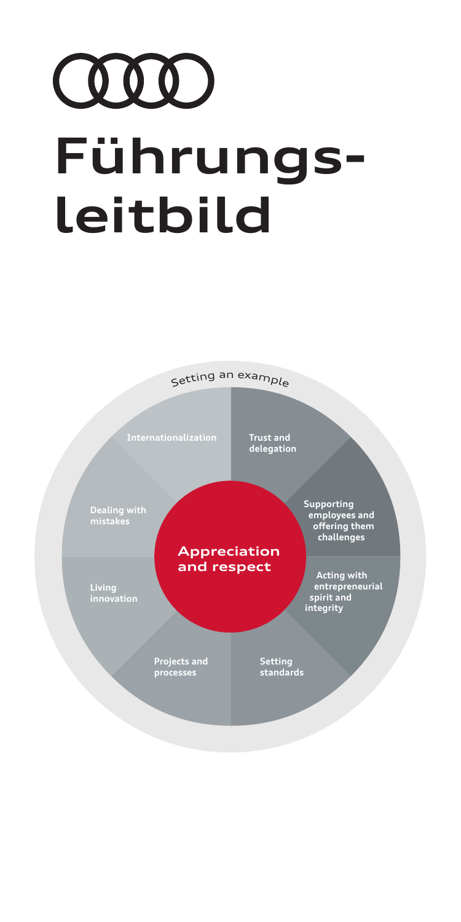# Führungs-leitbild

Setting an example

**Appreciation and respect**

- Internationalization
- Trust and delegation
- Supporting employees and offering them challenges
- Acting with entrepreneurial spirit and integrity
- Setting standards
- Projects and processes
- Living innovation
- Dealing with mistakes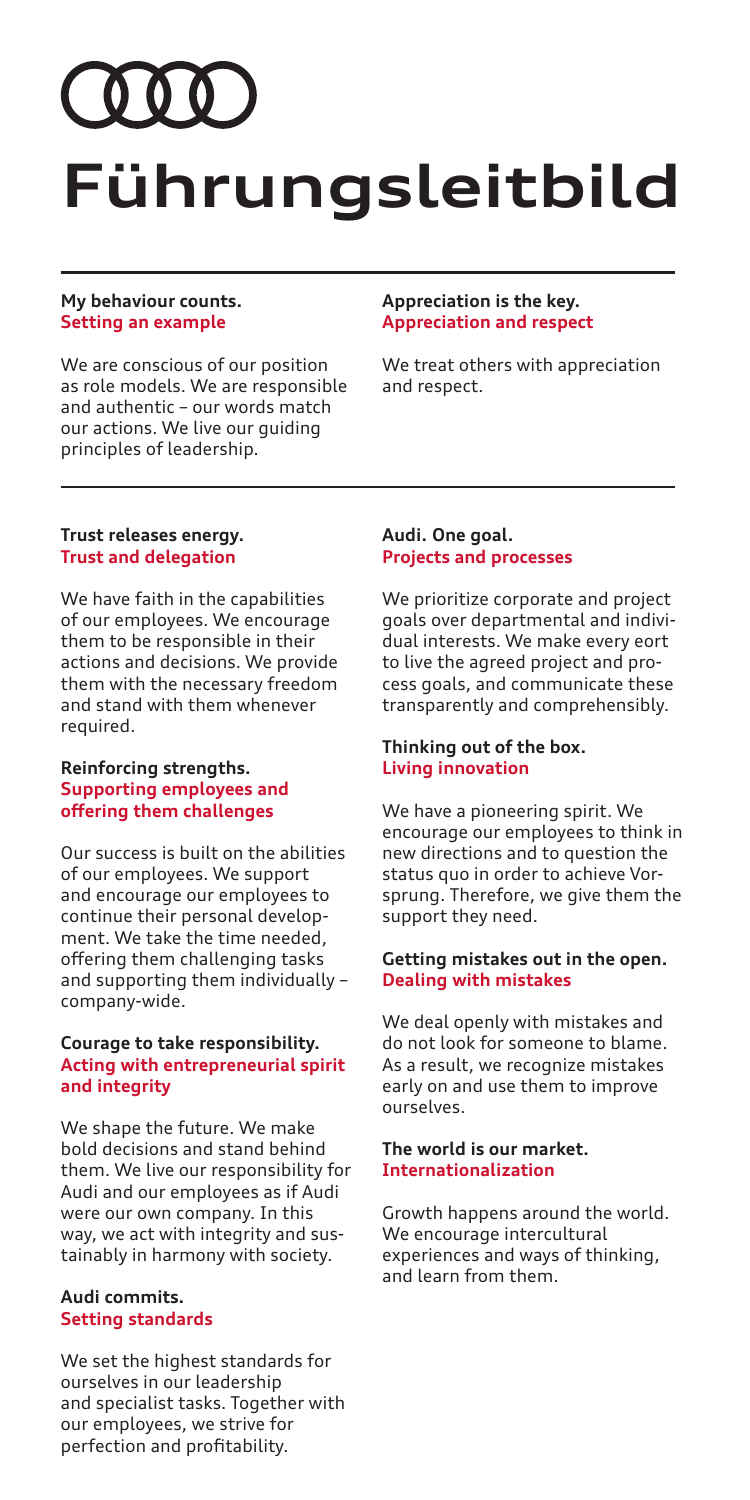# Führungsleitbild

**My behaviour counts.**
**Setting an example**

We are conscious of our position as role models. We are responsible and authentic – our words match our actions. We live our guiding principles of leadership.

**Appreciation is the key.**
**Appreciation and respect**

We treat others with appreciation and respect.

**Trust releases energy.**
**Trust and delegation**

We have faith in the capabilities of our employees. We encourage them to be responsible in their actions and decisions. We provide them with the necessary freedom and stand with them whenever required.

**Reinforcing strengths.**
**Supporting employees and offering them challenges**

Our success is built on the abilities of our employees. We support and encourage our employees to continue their personal development. We take the time needed, offering them challenging tasks and supporting them individually – company-wide.

**Courage to take responsibility.**
**Acting with entrepreneurial spirit and integrity**

We shape the future. We make bold decisions and stand behind them. We live our responsibility for Audi and our employees as if Audi were our own company. In this way, we act with integrity and sustainably in harmony with society.

**Audi commits.**
**Setting standards**

We set the highest standards for ourselves in our leadership and specialist tasks. Together with our employees, we strive for perfection and profitability.

**Audi. One goal.**
**Projects and processes**

We prioritize corporate and project goals over departmental and individual interests. We make every eort to live the agreed project and process goals, and communicate these transparently and comprehensibly.

**Thinking out of the box.**
**Living innovation**

We have a pioneering spirit. We encourage our employees to think in new directions and to question the status quo in order to achieve Vorsprung. Therefore, we give them the support they need.

**Getting mistakes out in the open.**
**Dealing with mistakes**

We deal openly with mistakes and do not look for someone to blame. As a result, we recognize mistakes early on and use them to improve ourselves.

**The world is our market.**
**Internationalization**

Growth happens around the world. We encourage intercultural experiences and ways of thinking, and learn from them.